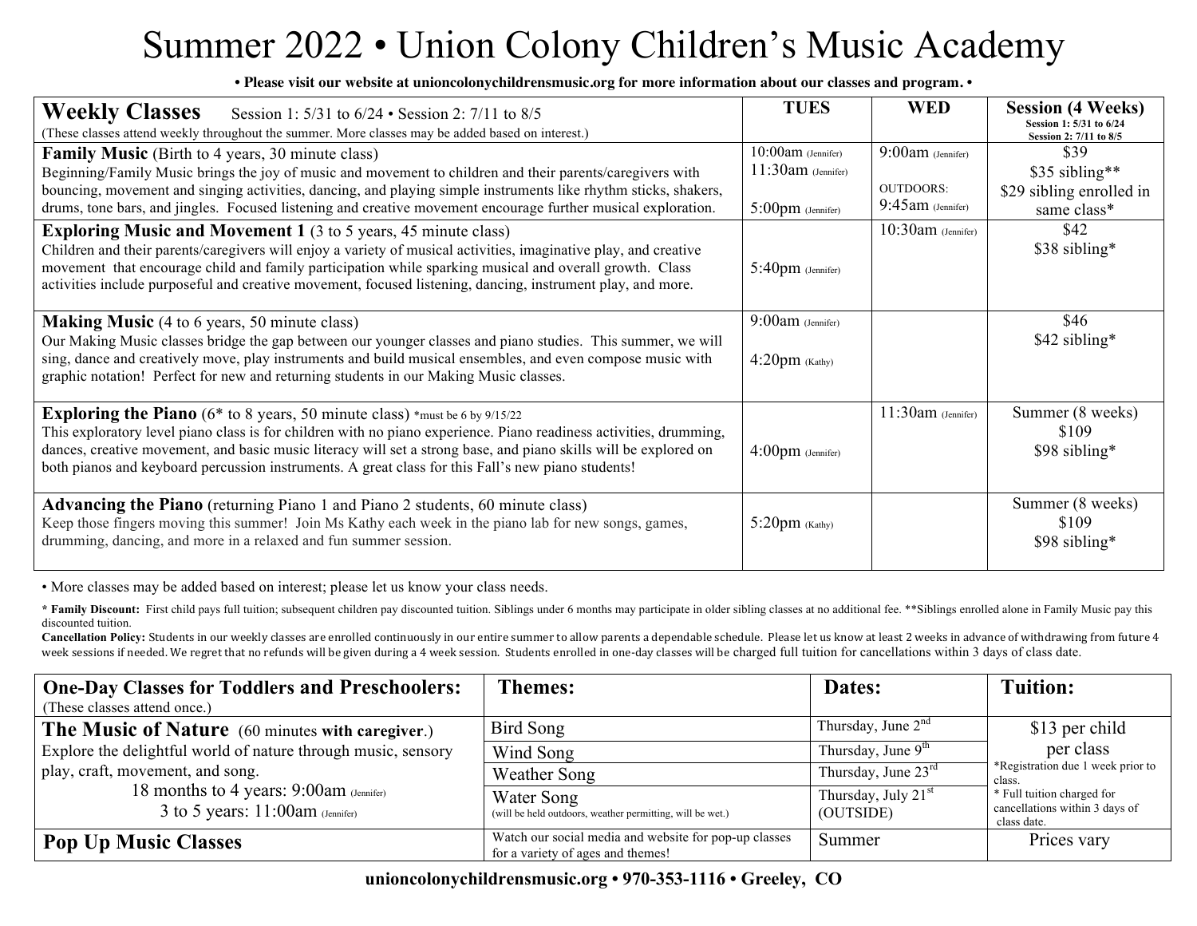// Summer 2022 • Union Colony Children's Music Academy

**• Please visit our website at unioncolonychildrensmusic.org for more information about our classes and program. •**

| **Weekly Classes** Session 1: 5/31 to 6/24 • Session 2: 7/11 to 8/5 (These classes attend weekly throughout the summer. More classes may be added based on interest.) | **TUES** | **WED** | **Session (4 Weeks)** Session 1: 5/31 to 6/24 Session 2: 7/11 to 8/5 |
|---|---|---|---|
| **Family Music** (Birth to 4 years, 30 minute class) Beginning/Family Music brings the joy of music and movement to children and their parents/caregivers with bouncing, movement and singing activities, dancing, and playing simple instruments like rhythm sticks, shakers, drums, tone bars, and jingles. Focused listening and creative movement encourage further musical exploration. | 10:00am (Jennifer) 11:30am (Jennifer) 5:00pm (Jennifer) | 9:00am (Jennifer) OUTDOORS: 9:45am (Jennifer) | $39 $35 sibling** $29 sibling enrolled in same class* |
| **Exploring Music and Movement 1** (3 to 5 years, 45 minute class) Children and their parents/caregivers will enjoy a variety of musical activities, imaginative play, and creative movement that encourage child and family participation while sparking musical and overall growth. Class activities include purposeful and creative movement, focused listening, dancing, instrument play, and more. | 5:40pm (Jennifer) | 10:30am (Jennifer) | $42 $38 sibling* |
| **Making Music** (4 to 6 years, 50 minute class) Our Making Music classes bridge the gap between our younger classes and piano studies. This summer, we will sing, dance and creatively move, play instruments and build musical ensembles, and even compose music with graphic notation! Perfect for new and returning students in our Making Music classes. | 9:00am (Jennifer) 4:20pm (Kathy) | | $46 $42 sibling* |
| **Exploring the Piano** (6* to 8 years, 50 minute class) *must be 6 by 9/15/22 This exploratory level piano class is for children with no piano experience. Piano readiness activities, drumming, dances, creative movement, and basic music literacy will set a strong base, and piano skills will be explored on both pianos and keyboard percussion instruments. A great class for this Fall's new piano students! | 4:00pm (Jennifer) | 11:30am (Jennifer) | Summer (8 weeks) $109 $98 sibling* |
| **Advancing the Piano** (returning Piano 1 and Piano 2 students, 60 minute class) Keep those fingers moving this summer! Join Ms Kathy each week in the piano lab for new songs, games, drumming, dancing, and more in a relaxed and fun summer session. | 5:20pm (Kathy) | | Summer (8 weeks) $109 $98 sibling* |

• More classes may be added based on interest; please let us know your class needs.

**\* Family Discount:** First child pays full tuition; subsequent children pay discounted tuition. Siblings under 6 months may participate in older sibling classes at no additional fee. **Siblings enrolled alone in Family Music pay this discounted tuition.

**Cancellation Policy:** Students in our weekly classes are enrolled continuously in our entire summer to allow parents a dependable schedule. Please let us know at least 2 weeks in advance of withdrawing from future 4 week sessions if needed. We regret that no refunds will be given during a 4 week session. Students enrolled in one-day classes will be charged full tuition for cancellations within 3 days of class date.

| **One-Day Classes for Toddlers and Preschoolers:** (These classes attend once.) | **Themes:** | **Dates:** | **Tuition:** |
|---|---|---|---|
| **The Music of Nature** (60 minutes **with caregiver**.) Explore the delightful world of nature through music, sensory play, craft, movement, and song. 18 months to 4 years: 9:00am (Jennifer) 3 to 5 years: 11:00am (Jennifer) | Bird Song | Thursday, June 2nd | $13 per child per class *Registration due 1 week prior to class. * Full tuition charged for cancellations within 3 days of class date. |
| | Wind Song | Thursday, June 9th | |
| | Weather Song | Thursday, June 23rd | |
| | Water Song (will be held outdoors, weather permitting, will be wet.) | Thursday, July 21st (OUTSIDE) | |
| **Pop Up Music Classes** | Watch our social media and website for pop-up classes for a variety of ages and themes! | Summer | Prices vary |

**unioncolonychildrensmusic.org • 970-353-1116 • Greeley, CO**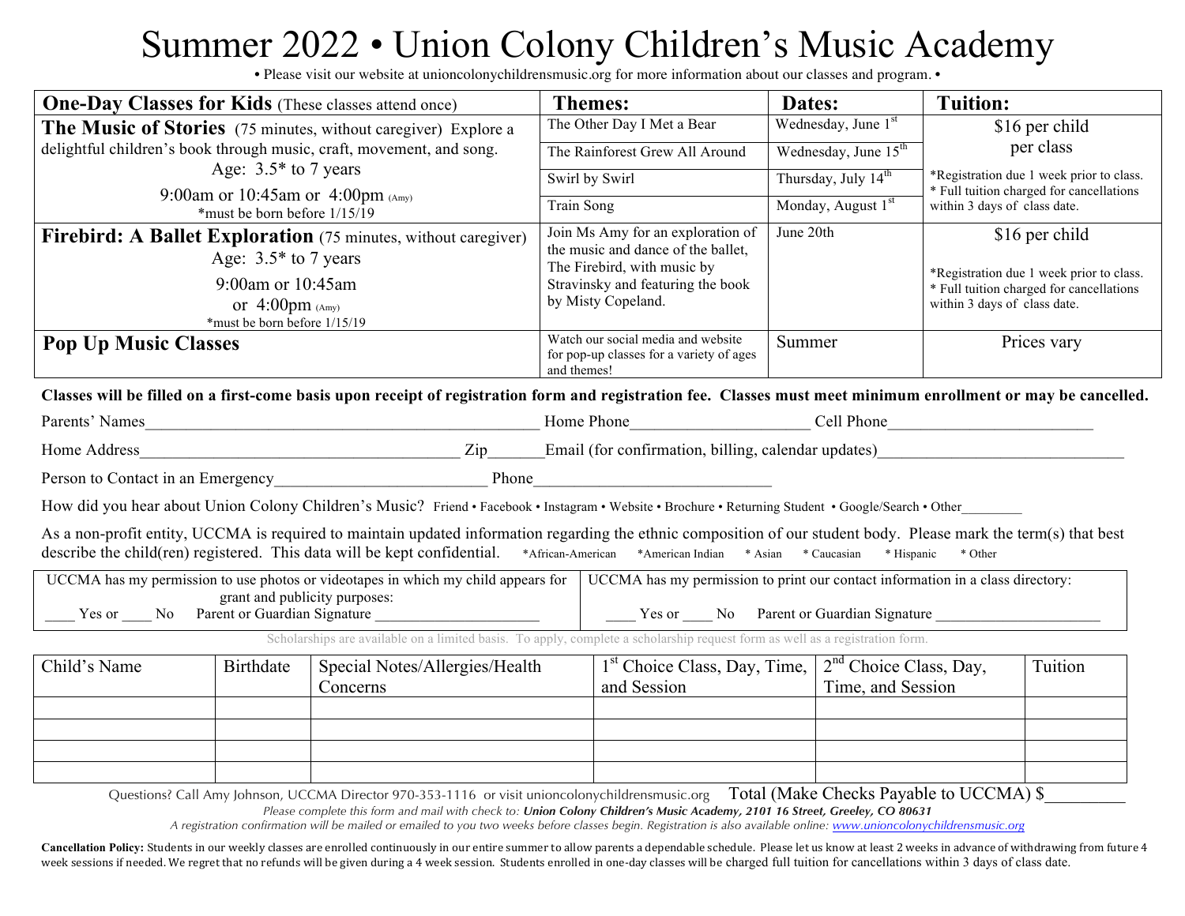# Summer 2022 • Union Colony Children's Music Academy

• Please visit our website at unioncolonychildrensmusic.org for more information about our classes and program. •

| **One-Day Classes for Kids** (These classes attend once) | **Themes:** | **Dates:** | **Tuition:** |
|---|---|---|---|
| **The Music of Stories** (75 minutes, without caregiver) Explore a delightful children's book through music, craft, movement, and song. Age: 3.5* to 7 years 9:00am or 10:45am or 4:00pm (Amy) *must be born before 1/15/19 | The Other Day I Met a Bear | Wednesday, June 1st | $16 per child per class *Registration due 1 week prior to class. * Full tuition charged for cancellations within 3 days of class date. |
| | The Rainforest Grew All Around | Wednesday, June 15th | |
| | Swirl by Swirl | Thursday, July 14th | |
| | Train Song | Monday, August 1st | |
| **Firebird: A Ballet Exploration** (75 minutes, without caregiver) Age: 3.5* to 7 years 9:00am or 10:45am or 4:00pm (Amy) *must be born before 1/15/19 | Join Ms Amy for an exploration of the music and dance of the ballet, The Firebird, with music by Stravinsky and featuring the book by Misty Copeland. | June 20th | $16 per child *Registration due 1 week prior to class. * Full tuition charged for cancellations within 3 days of class date. |
| **Pop Up Music Classes** | Watch our social media and website for pop-up classes for a variety of ages and themes! | Summer | Prices vary |

**Classes will be filled on a first-come basis upon receipt of registration form and registration fee. Classes must meet minimum enrollment or may be cancelled.**

Parents' Names__________________________________________ Home Phone____________________ Cell Phone______________________

Home Address__________________________________ Zip______Email (for confirmation, billing, calendar updates)__________________________

Person to Contact in an Emergency______________________ Phone__________________________

How did you hear about Union Colony Children's Music? Friend • Facebook • Instagram • Website • Brochure • Returning Student • Google/Search • Other________

As a non-profit entity, UCCMA is required to maintain updated information regarding the ethnic composition of our student body. Please mark the term(s) that best describe the child(ren) registered. This data will be kept confidential. *African-American *American Indian * Asian * Caucasian * Hispanic * Other

| | |
|---|---|
| UCCMA has my permission to use photos or videotapes in which my child appears for grant and publicity purposes: ____ Yes or ____ No Parent or Guardian Signature ____________________ | UCCMA has my permission to print our contact information in a class directory: ____ Yes or ____ No Parent or Guardian Signature ____________________ |

Scholarships are available on a limited basis. To apply, complete a scholarship request form as well as a registration form.

| Child's Name | Birthdate | Special Notes/Allergies/Health Concerns | 1st Choice Class, Day, Time, and Session | 2nd Choice Class, Day, Time, and Session | Tuition |
|---|---|---|---|---|---|
| | | | | | |
| | | | | | |
| | | | | | |
| | | | | | |

Questions? Call Amy Johnson, UCCMA Director 970-353-1116 or visit unioncolonychildrensmusic.org Total (Make Checks Payable to UCCMA) $_________

*Please complete this form and mail with check to: **Union Colony Children's Music Academy, 2101 16 Street, Greeley, CO 80631***

*A registration confirmation will be mailed or emailed to you two weeks before classes begin. Registration is also available online: www.unioncolonychildrensmusic.org*

**Cancellation Policy:** Students in our weekly classes are enrolled continuously in our entire summer to allow parents a dependable schedule. Please let us know at least 2 weeks in advance of withdrawing from future 4 week sessions if needed. We regret that no refunds will be given during a 4 week session. Students enrolled in one-day classes will be charged full tuition for cancellations within 3 days of class date.